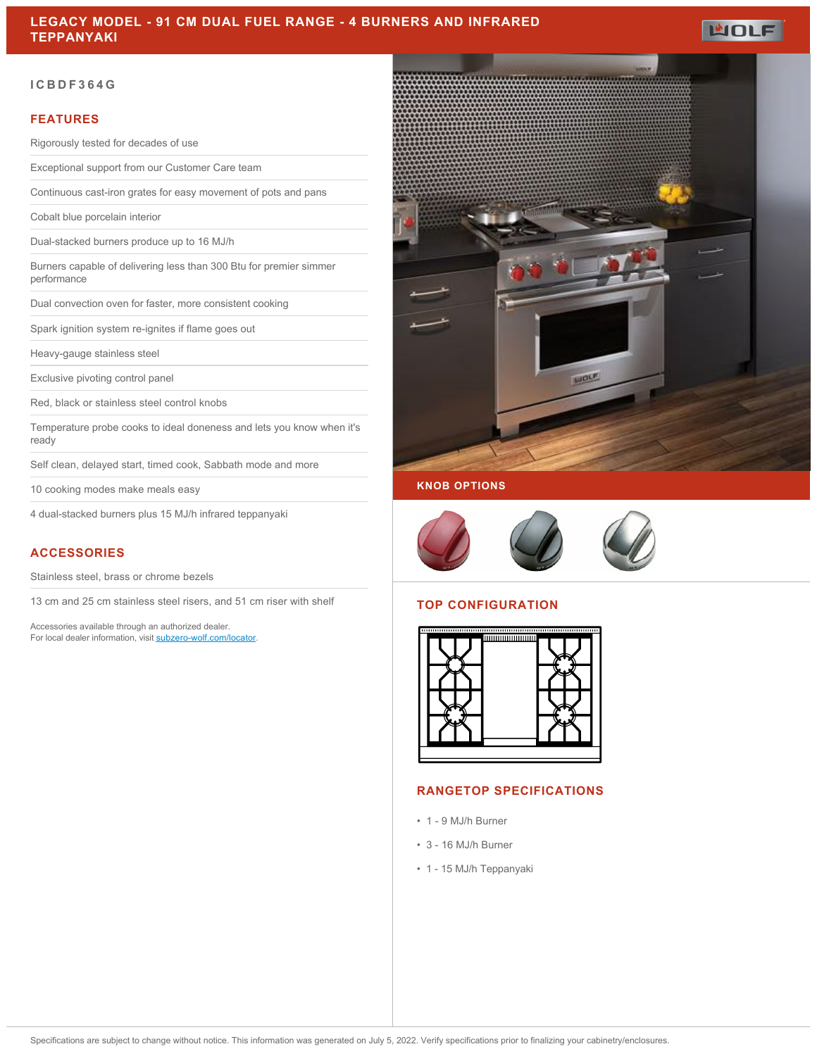# LEGACY MODEL - 91 CM DUAL FUEL RANGE - 4 BURNERS AND INFRARED TEPPANYAKI

ICBDF364G

## FEATURES

- Rigorously tested for decades of use
- Exceptional support from our Customer Care team
- Continuous cast-iron grates for easy movement of pots and pans
- Cobalt blue porcelain interior
- Dual-stacked burners produce up to 16 MJ/h
- Burners capable of delivering less than 300 Btu for premier simmer performance
- Dual convection oven for faster, more consistent cooking
- Spark ignition system re-ignites if flame goes out
- Heavy-gauge stainless steel
- Exclusive pivoting control panel
- Red, black or stainless steel control knobs
- Temperature probe cooks to ideal doneness and lets you know when it's ready
- Self clean, delayed start, timed cook, Sabbath mode and more
- 10 cooking modes make meals easy
- 4 dual-stacked burners plus 15 MJ/h infrared teppanyaki

## ACCESSORIES

- Stainless steel, brass or chrome bezels
- 13 cm and 25 cm stainless steel risers, and 51 cm riser with shelf

Accessories available through an authorized dealer.
For local dealer information, visit subzero-wolf.com/locator.

## KNOB OPTIONS

## TOP CONFIGURATION

## RANGETOP SPECIFICATIONS

- 1 - 9 MJ/h Burner
- 3 - 16 MJ/h Burner
- 1 - 15 MJ/h Teppanyaki

Specifications are subject to change without notice. This information was generated on July 5, 2022. Verify specifications prior to finalizing your cabinetry/enclosures.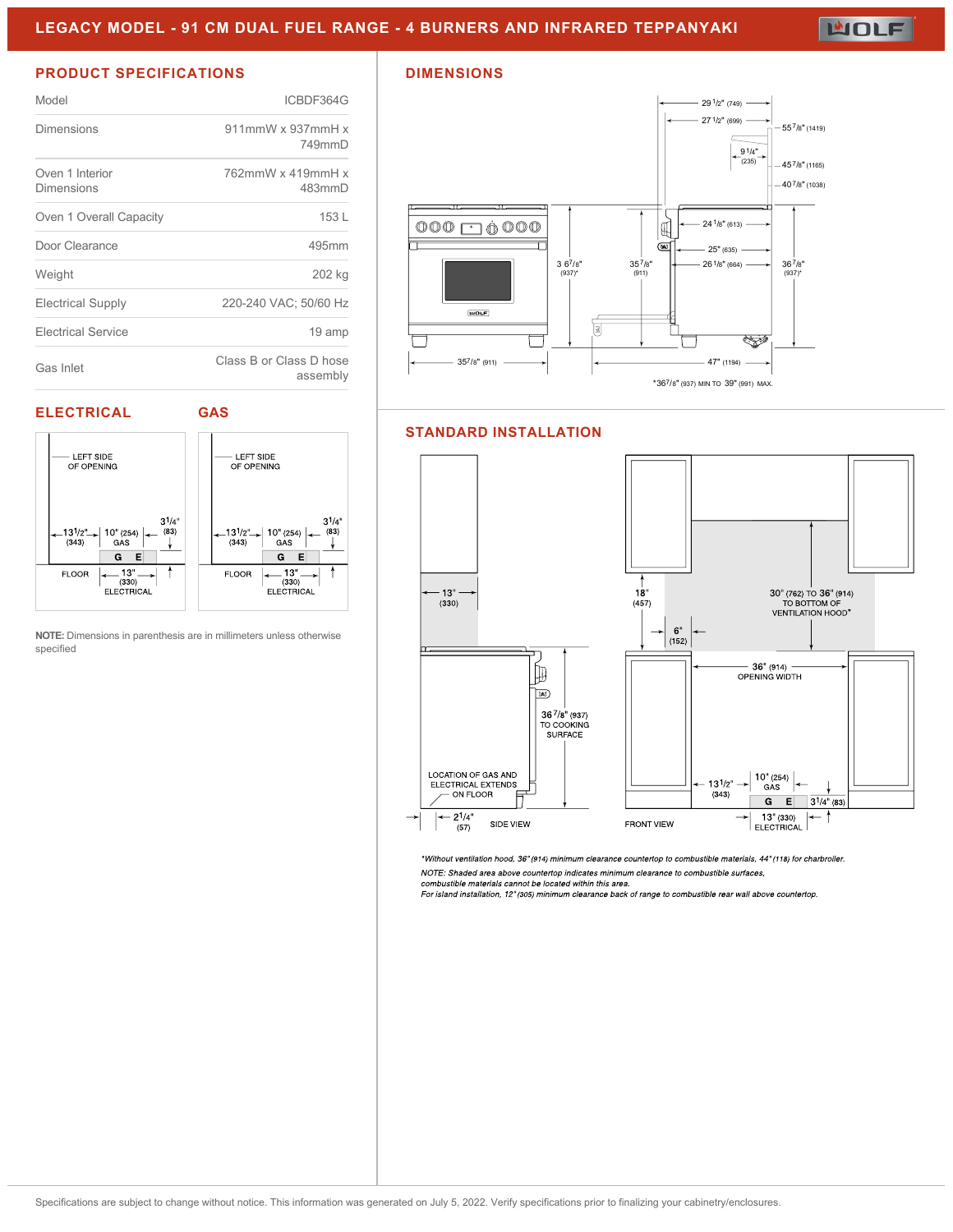# LEGACY MODEL - 91 CM DUAL FUEL RANGE - 4 BURNERS AND INFRARED TEPPANYAKI

## PRODUCT SPECIFICATIONS

| | |
|---|---|
| Model | ICBDF364G |
| Dimensions | 911mmW x 937mmH x 749mmD |
| Oven 1 Interior Dimensions | 762mmW x 419mmH x 483mmD |
| Oven 1 Overall Capacity | 153 L |
| Door Clearance | 495mm |
| Weight | 202 kg |
| Electrical Supply | 220-240 VAC; 50/60 Hz |
| Electrical Service | 19 amp |
| Gas Inlet | Class B or Class D hose assembly |

## ELECTRICAL

LEFT SIDE OF OPENING

13 1/2" (343)

10" (254) GAS

3 1/4" (83)

G E

FLOOR

13" (330) ELECTRICAL

## GAS

LEFT SIDE OF OPENING

13 1/2" (343)

10" (254) GAS

3 1/4" (83)

G E

FLOOR

13" (330) ELECTRICAL

**NOTE:** Dimensions in parenthesis are in millimeters unless otherwise specified

## DIMENSIONS

29 1/2" (749)

27 1/2" (699)

55 7/8" (1419)

9 1/4" (235)

45 7/8" (1165)

40 7/8" (1038)

24 1/8" (613)

25" (635)

26 1/8" (664)

3 67/8" (937)*

35 7/8" (911)

36 7/8" (937)*

35 7/8" (911)

47" (1194)

*36 7/8" (937) MIN TO 39" (991) MAX.

## STANDARD INSTALLATION

13" (330)

18" (457)

6" (152)

30" (762) TO 36" (914) TO BOTTOM OF VENTILATION HOOD*

36" (914) OPENING WIDTH

36 7/8" (937) TO COOKING SURFACE

LOCATION OF GAS AND ELECTRICAL EXTENDS ON FLOOR

13 1/2" (343)

10" (254) GAS

G E

3 1/4" (83)

2 1/4" (57)

SIDE VIEW

FRONT VIEW

13" (330) ELECTRICAL

*Without ventilation hood, 36" (914) minimum clearance countertop to combustible materials, 44" (118) for charbroiler.*

*NOTE: Shaded area above countertop indicates minimum clearance to combustible surfaces, combustible materials cannot be located within this area.*

*For island installation, 12" (305) minimum clearance back of range to combustible rear wall above countertop.*

Specifications are subject to change without notice. This information was generated on July 5, 2022. Verify specifications prior to finalizing your cabinetry/enclosures.